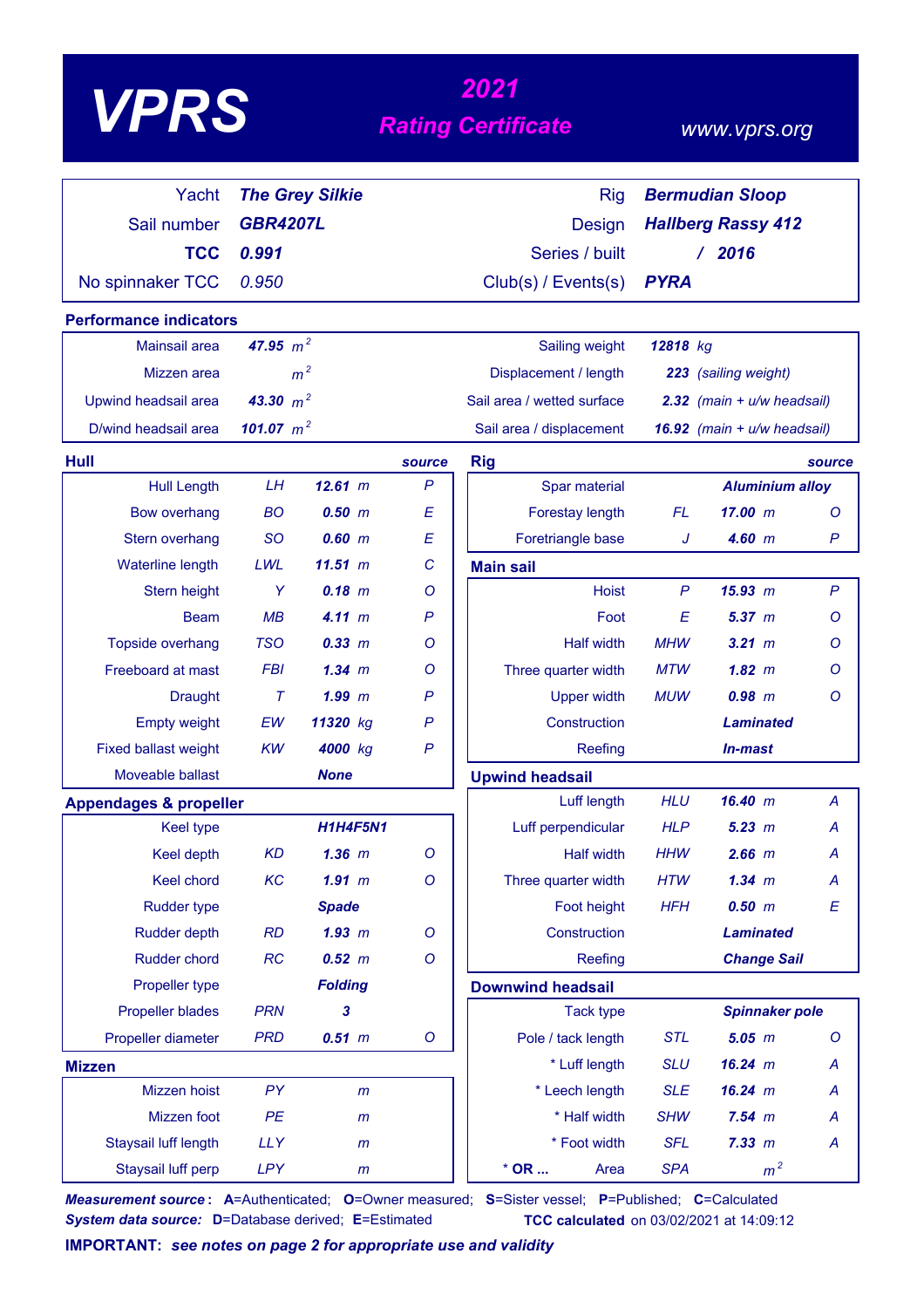# VPRS

## 2021 Rating Certificate

www.vprs.org

| | | | |
|---|---|---|---|
| Yacht | **The Grey Silkie** | Rig | **Bermudian Sloop** |
| Sail number | **GBR4207L** | Design | **Hallberg Rassy 412** |
| **TCC** | **0.991** | Series / built | **/ 2016** |
| No spinnaker TCC | 0.950 | Club(s) / Events(s) | **PYRA** |

### Performance indicators

| | | | |
|---|---|---|---|
| Mainsail area | **47.95** $m^2$ | Sailing weight | **12818** kg |
| Mizzen area | $m^2$ | Displacement / length | **223** (sailing weight) |
| Upwind headsail area | **43.30** $m^2$ | Sail area / wetted surface | **2.32** (main + u/w headsail) |
| D/wind headsail area | **101.07** $m^2$ | Sail area / displacement | **16.92** (main + u/w headsail) |

### Hull

| | | | source |
|---|---|---|---|
| Hull Length | LH | **12.61** m | P |
| Bow overhang | BO | **0.50** m | E |
| Stern overhang | SO | **0.60** m | E |
| Waterline length | LWL | **11.51** m | C |
| Stern height | Y | **0.18** m | O |
| Beam | MB | **4.11** m | P |
| Topside overhang | TSO | **0.33** m | O |
| Freeboard at mast | FBI | **1.34** m | O |
| Draught | T | **1.99** m | P |
| Empty weight | EW | **11320** kg | P |
| Fixed ballast weight | KW | **4000** kg | P |
| Moveable ballast | | **None** | |

### Appendages & propeller

| | | | |
|---|---|---|---|
| Keel type | | **H1H4F5N1** | |
| Keel depth | KD | **1.36** m | O |
| Keel chord | KC | **1.91** m | O |
| Rudder type | | **Spade** | |
| Rudder depth | RD | **1.93** m | O |
| Rudder chord | RC | **0.52** m | O |
| Propeller type | | **Folding** | |
| Propeller blades | PRN | **3** | |
| Propeller diameter | PRD | **0.51** m | O |

### Mizzen

| | | | |
|---|---|---|---|
| Mizzen hoist | PY | m | |
| Mizzen foot | PE | m | |
| Staysail luff length | LLY | m | |
| Staysail luff perp | LPY | m | |

### Rig

| | | | source |
|---|---|---|---|
| Spar material | | **Aluminium alloy** | |
| Forestay length | FL | **17.00** m | O |
| Foretriangle base | J | **4.60** m | P |

### Main sail

| | | | |
|---|---|---|---|
| Hoist | P | **15.93** m | P |
| Foot | E | **5.37** m | O |
| Half width | MHW | **3.21** m | O |
| Three quarter width | MTW | **1.82** m | O |
| Upper width | MUW | **0.98** m | O |
| Construction | | **Laminated** | |
| Reefing | | **In-mast** | |

### Upwind headsail

| | | | |
|---|---|---|---|
| Luff length | HLU | **16.40** m | A |
| Luff perpendicular | HLP | **5.23** m | A |
| Half width | HHW | **2.66** m | A |
| Three quarter width | HTW | **1.34** m | A |
| Foot height | HFH | **0.50** m | E |
| Construction | | **Laminated** | |
| Reefing | | **Change Sail** | |

### Downwind headsail

| | | | |
|---|---|---|---|
| Tack type | | **Spinnaker pole** | |
| Pole / tack length | STL | **5.05** m | O |
| * Luff length | SLU | **16.24** m | A |
| * Leech length | SLE | **16.24** m | A |
| * Half width | SHW | **7.54** m | A |
| * Foot width | SFL | **7.33** m | A |
| * OR ... Area | SPA | $m^2$ | |

***Measurement source*:** A=Authenticated; O=Owner measured; S=Sister vessel; P=Published; C=Calculated
***System data source:*** D=Database derived; E=Estimated **TCC calculated** on 03/02/2021 at 14:09:12

**IMPORTANT:** ***see notes on page 2 for appropriate use and validity***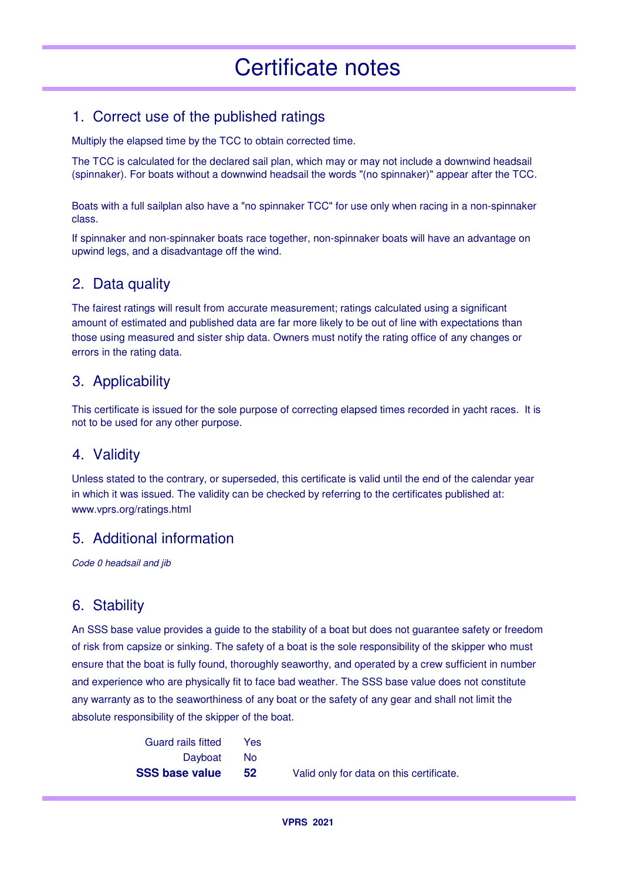# Certificate notes

## 1. Correct use of the published ratings

Multiply the elapsed time by the TCC to obtain corrected time.

The TCC is calculated for the declared sail plan, which may or may not include a downwind headsail (spinnaker). For boats without a downwind headsail the words "(no spinnaker)" appear after the TCC.

Boats with a full sailplan also have a "no spinnaker TCC" for use only when racing in a non-spinnaker class.

If spinnaker and non-spinnaker boats race together, non-spinnaker boats will have an advantage on upwind legs, and a disadvantage off the wind.

## 2. Data quality

The fairest ratings will result from accurate measurement; ratings calculated using a significant amount of estimated and published data are far more likely to be out of line with expectations than those using measured and sister ship data. Owners must notify the rating office of any changes or errors in the rating data.

## 3. Applicability

This certificate is issued for the sole purpose of correcting elapsed times recorded in yacht races. It is not to be used for any other purpose.

## 4. Validity

Unless stated to the contrary, or superseded, this certificate is valid until the end of the calendar year in which it was issued. The validity can be checked by referring to the certificates published at: www.vprs.org/ratings.html

## 5. Additional information

*Code 0 headsail and jib*

## 6. Stability

An SSS base value provides a guide to the stability of a boat but does not guarantee safety or freedom of risk from capsize or sinking. The safety of a boat is the sole responsibility of the skipper who must ensure that the boat is fully found, thoroughly seaworthy, and operated by a crew sufficient in number and experience who are physically fit to face bad weather. The SSS base value does not constitute any warranty as to the seaworthiness of any boat or the safety of any gear and shall not limit the absolute responsibility of the skipper of the boat.

| | | |
|---|---|---|
| Guard rails fitted | Yes | |
| Dayboat | No | |
| **SSS base value** | **52** | Valid only for data on this certificate. |

**VPRS 2021**